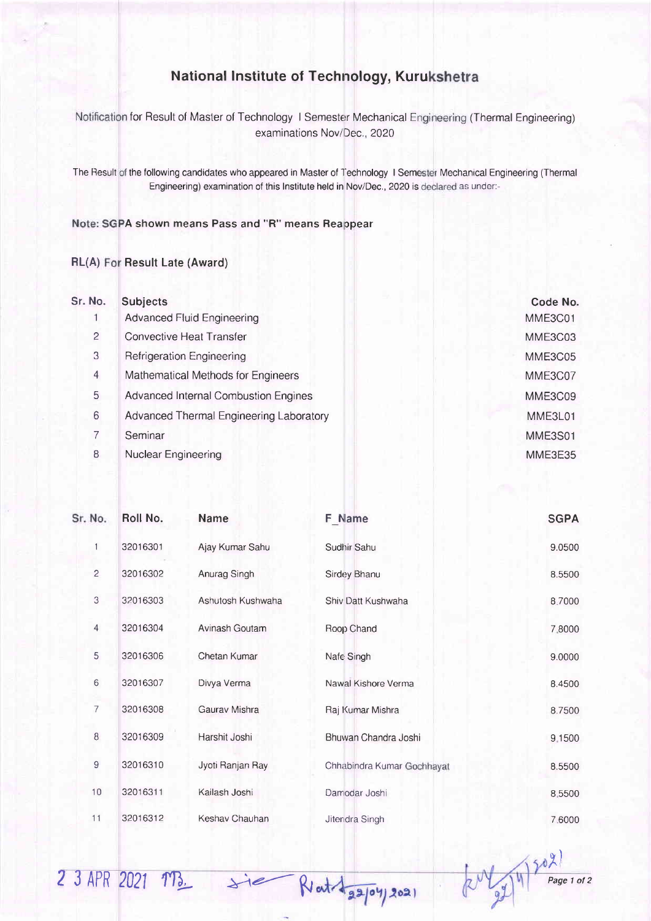# National Institute of Technology, Kurukshetra

Notification for Result of Master of Technology I Semester Mechanical Engineering (Thermal Engineering) examinations Nov/Dec., 2020

The Result of the following candidates who appeared in Master of Technology I Semester Mechanical Engineering (Thermal Engineering) examination of this Institute held in Nov/Dec., 2020 is declared as under:-

**Note: SGPA shown means Pass and "R" means Reappear**

**RL(A) For Result Late (Award)**

| Sr. No. | Subjects | Code No. |
|---|---|---|
| 1 | Advanced Fluid Engineering | MME3C01 |
| 2 | Convective Heat Transfer | MME3C03 |
| 3 | Refrigeration Engineering | MME3C05 |
| 4 | Mathematical Methods for Engineers | MME3C07 |
| 5 | Advanced Internal Combustion Engines | MME3C09 |
| 6 | Advanced Thermal Engineering Laboratory | MME3L01 |
| 7 | Seminar | MME3S01 |
| 8 | Nuclear Engineering | MME3E35 |

| Sr. No. | Roll No. | Name | F_Name | SGPA |
|---|---|---|---|---|
| 1 | 32016301 | Ajay Kumar Sahu | Sudhir Sahu | 9.0500 |
| 2 | 32016302 | Anurag Singh | Sirdey Bhanu | 8.5500 |
| 3 | 32016303 | Ashutosh Kushwaha | Shiv Datt Kushwaha | 8.7000 |
| 4 | 32016304 | Avinash Goutam | Roop Chand | 7.8000 |
| 5 | 32016306 | Chetan Kumar | Nafe Singh | 9.0000 |
| 6 | 32016307 | Divya Verma | Nawal Kishore Verma | 8.4500 |
| 7 | 32016308 | Gaurav Mishra | Raj Kumar Mishra | 8.7500 |
| 8 | 32016309 | Harshit Joshi | Bhuwan Chandra Joshi | 9.1500 |
| 9 | 32016310 | Jyoti Ranjan Ray | Chhabindra Kumar Gochhayat | 8.5500 |
| 10 | 32016311 | Kailash Joshi | Damodar Joshi | 8.5500 |
| 11 | 32016312 | Keshav Chauhan | Jitendra Singh | 7.6000 |

2 3 APR 2021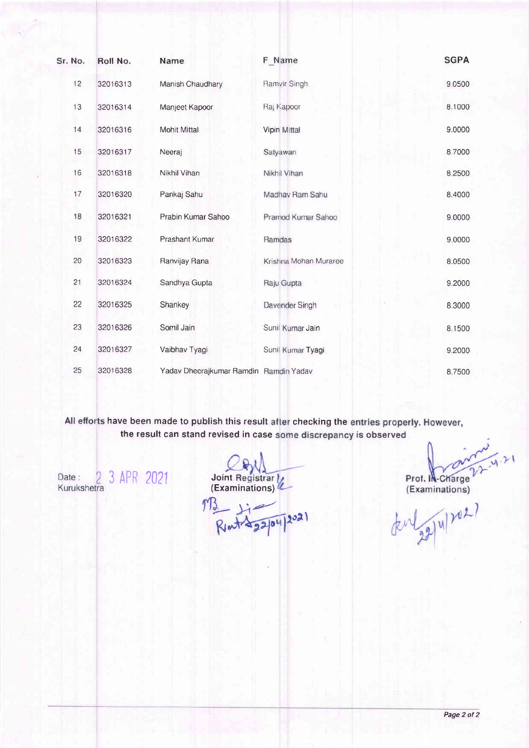| Sr. No. | Roll No. | Name | F_Name | SGPA |
|---|---|---|---|---|
| 12 | 32016313 | Manish Chaudhary | Ramvir Singh | 9.0500 |
| 13 | 32016314 | Manjeet Kapoor | Raj Kapoor | 8.1000 |
| 14 | 32016316 | Mohit Mittal | Vipin Mittal | 9.0000 |
| 15 | 32016317 | Neeraj | Satyawan | 8.7000 |
| 16 | 32016318 | Nikhil Vihan | Nikhil Vihan | 8.2500 |
| 17 | 32016320 | Pankaj Sahu | Madhav Ram Sahu | 8.4000 |
| 18 | 32016321 | Prabin Kumar Sahoo | Pramod Kumar Sahoo | 9.0000 |
| 19 | 32016322 | Prashant Kumar | Ramdas | 9.0000 |
| 20 | 32016323 | Ranvijay Rana | Krishna Mohan Muraree | 8.0500 |
| 21 | 32016324 | Sandhya Gupta | Raju Gupta | 9.2000 |
| 22 | 32016325 | Shankey | Davender Singh | 8.3000 |
| 23 | 32016326 | Somil Jain | Sunil Kumar Jain | 8.1500 |
| 24 | 32016327 | Vaibhav Tyagi | Sunil Kumar Tyagi | 9.2000 |
| 25 | 32016328 | Yadav Dheerajkumar Ramdin | Ramdin Yadav | 8.7500 |

**All efforts have been made to publish this result after checking the entries properly. However, the result can stand revised in case some discrepancy is observed**

Date : 23 APR 2021
Kurukshetra

**Joint Registrar (Examinations)**

**Prof. In-Charge (Examinations)**